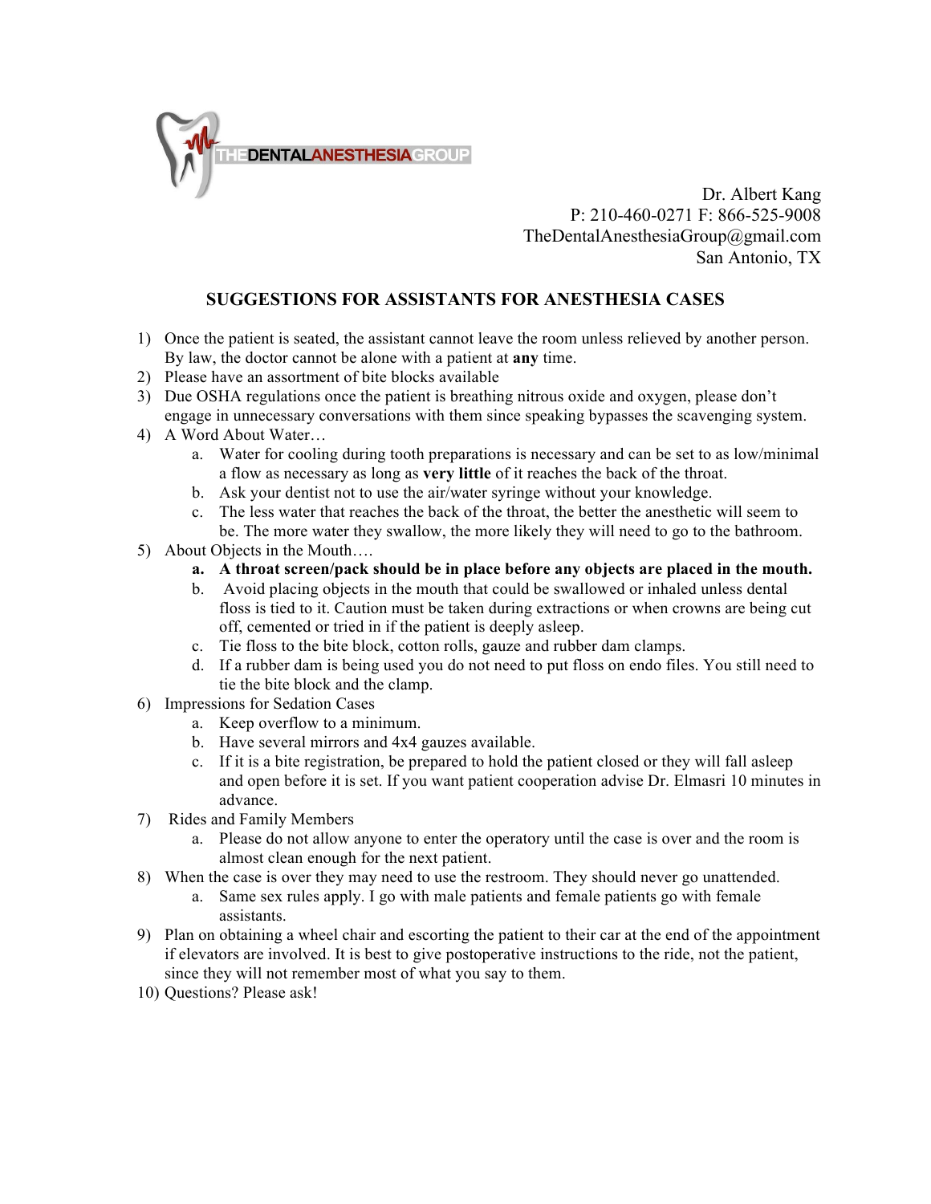THEDENTALANESTHESIAGROUP

Dr. Albert Kang
P: 210-460-0271 F: 866-525-9008
TheDentalAnesthesiaGroup@gmail.com
San Antonio, TX

## SUGGESTIONS FOR ASSISTANTS FOR ANESTHESIA CASES

1) Once the patient is seated, the assistant cannot leave the room unless relieved by another person. By law, the doctor cannot be alone with a patient at **any** time.
2) Please have an assortment of bite blocks available
3) Due OSHA regulations once the patient is breathing nitrous oxide and oxygen, please don't engage in unnecessary conversations with them since speaking bypasses the scavenging system.
4) A Word About Water…
   a. Water for cooling during tooth preparations is necessary and can be set to as low/minimal a flow as necessary as long as **very little** of it reaches the back of the throat.
   b. Ask your dentist not to use the air/water syringe without your knowledge.
   c. The less water that reaches the back of the throat, the better the anesthetic will seem to be. The more water they swallow, the more likely they will need to go to the bathroom.
5) About Objects in the Mouth….
   a. **A throat screen/pack should be in place before any objects are placed in the mouth.**
   b. Avoid placing objects in the mouth that could be swallowed or inhaled unless dental floss is tied to it. Caution must be taken during extractions or when crowns are being cut off, cemented or tried in if the patient is deeply asleep.
   c. Tie floss to the bite block, cotton rolls, gauze and rubber dam clamps.
   d. If a rubber dam is being used you do not need to put floss on endo files. You still need to tie the bite block and the clamp.
6) Impressions for Sedation Cases
   a. Keep overflow to a minimum.
   b. Have several mirrors and 4x4 gauzes available.
   c. If it is a bite registration, be prepared to hold the patient closed or they will fall asleep and open before it is set. If you want patient cooperation advise Dr. Elmasri 10 minutes in advance.
7) Rides and Family Members
   a. Please do not allow anyone to enter the operatory until the case is over and the room is almost clean enough for the next patient.
8) When the case is over they may need to use the restroom. They should never go unattended.
   a. Same sex rules apply. I go with male patients and female patients go with female assistants.
9) Plan on obtaining a wheel chair and escorting the patient to their car at the end of the appointment if elevators are involved. It is best to give postoperative instructions to the ride, not the patient, since they will not remember most of what you say to them.
10) Questions? Please ask!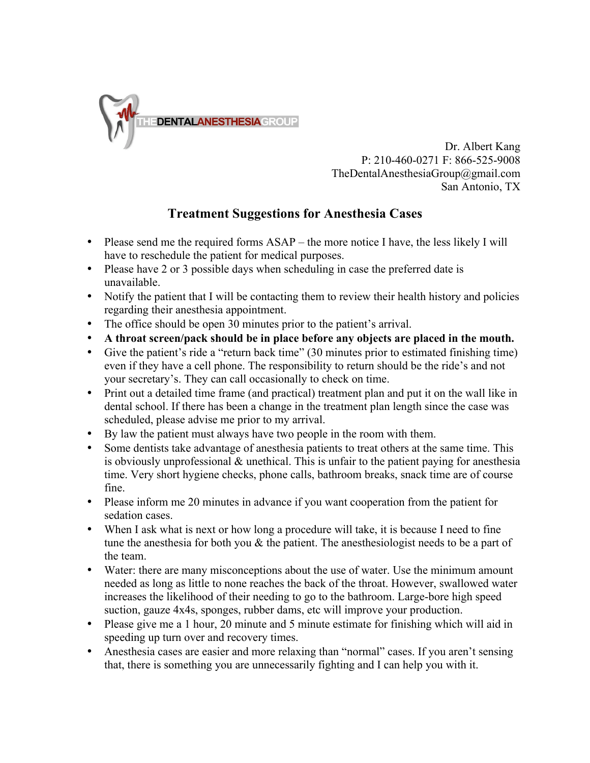THEDENTALANESTHESIAGROUP

Dr. Albert Kang
P: 210-460-0271 F: 866-525-9008
TheDentalAnesthesiaGroup@gmail.com
San Antonio, TX

## Treatment Suggestions for Anesthesia Cases

- Please send me the required forms ASAP – the more notice I have, the less likely I will have to reschedule the patient for medical purposes.
- Please have 2 or 3 possible days when scheduling in case the preferred date is unavailable.
- Notify the patient that I will be contacting them to review their health history and policies regarding their anesthesia appointment.
- The office should be open 30 minutes prior to the patient's arrival.
- **A throat screen/pack should be in place before any objects are placed in the mouth.**
- Give the patient's ride a "return back time" (30 minutes prior to estimated finishing time) even if they have a cell phone. The responsibility to return should be the ride's and not your secretary's. They can call occasionally to check on time.
- Print out a detailed time frame (and practical) treatment plan and put it on the wall like in dental school. If there has been a change in the treatment plan length since the case was scheduled, please advise me prior to my arrival.
- By law the patient must always have two people in the room with them.
- Some dentists take advantage of anesthesia patients to treat others at the same time. This is obviously unprofessional & unethical. This is unfair to the patient paying for anesthesia time. Very short hygiene checks, phone calls, bathroom breaks, snack time are of course fine.
- Please inform me 20 minutes in advance if you want cooperation from the patient for sedation cases.
- When I ask what is next or how long a procedure will take, it is because I need to fine tune the anesthesia for both you & the patient. The anesthesiologist needs to be a part of the team.
- Water: there are many misconceptions about the use of water. Use the minimum amount needed as long as little to none reaches the back of the throat. However, swallowed water increases the likelihood of their needing to go to the bathroom. Large-bore high speed suction, gauze 4x4s, sponges, rubber dams, etc will improve your production.
- Please give me a 1 hour, 20 minute and 5 minute estimate for finishing which will aid in speeding up turn over and recovery times.
- Anesthesia cases are easier and more relaxing than "normal" cases. If you aren't sensing that, there is something you are unnecessarily fighting and I can help you with it.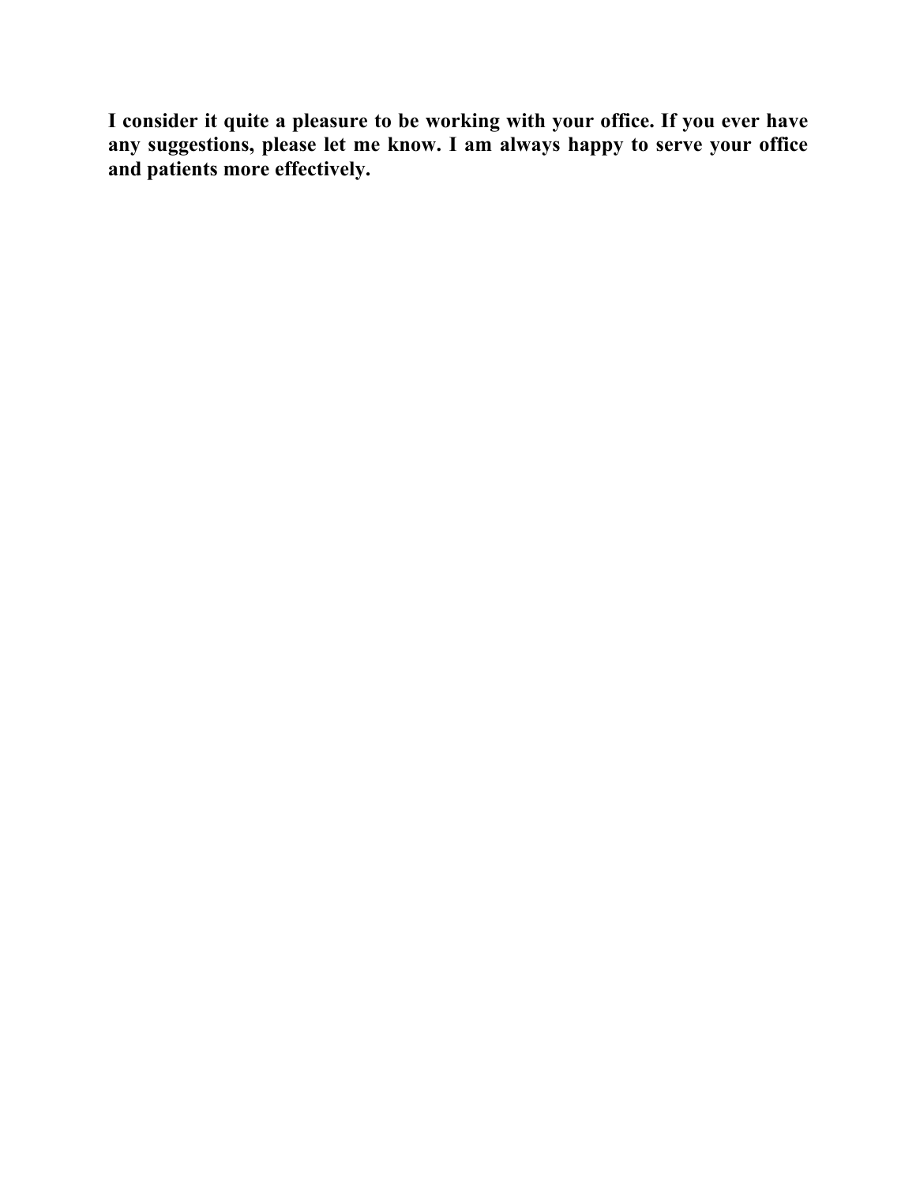**I consider it quite a pleasure to be working with your office. If you ever have any suggestions, please let me know. I am always happy to serve your office and patients more effectively.**